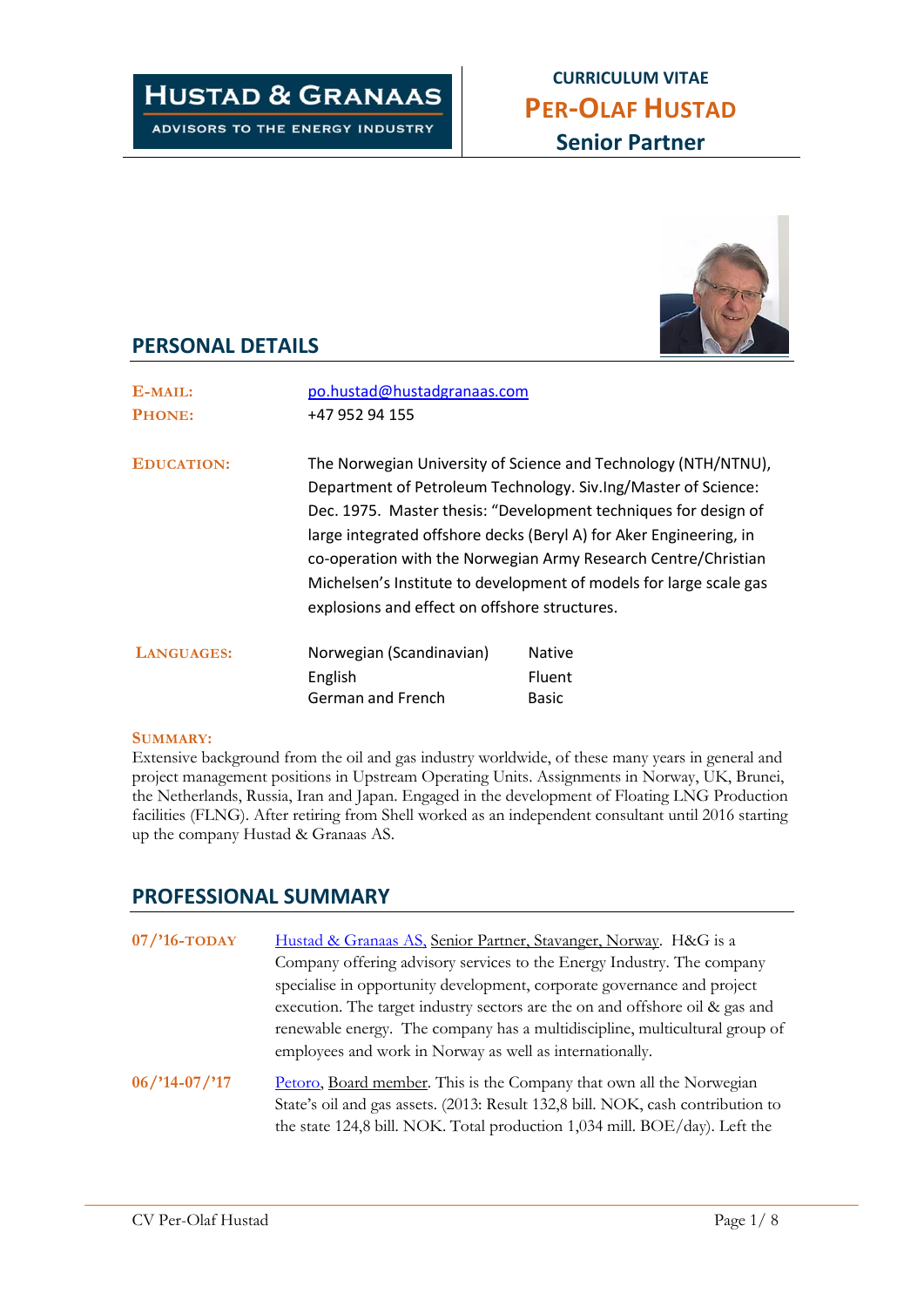**HUSTAD & GRANAAS**
ADVISORS TO THE ENERGY INDUSTRY

# CURRICULUM VITAE
# PER-OLAF HUSTAD
## Senior Partner

## PERSONAL DETAILS

**E-MAIL:** po.hustad@hustadgranaas.com
**PHONE:** +47 952 94 155

**EDUCATION:** The Norwegian University of Science and Technology (NTH/NTNU), Department of Petroleum Technology. Siv.Ing/Master of Science: Dec. 1975. Master thesis: "Development techniques for design of large integrated offshore decks (Beryl A) for Aker Engineering, in co-operation with the Norwegian Army Research Centre/Christian Michelsen's Institute to development of models for large scale gas explosions and effect on offshore structures.

**LANGUAGES:**

| | |
|---|---|
| Norwegian (Scandinavian) | Native |
| English | Fluent |
| German and French | Basic |

**SUMMARY:**
Extensive background from the oil and gas industry worldwide, of these many years in general and project management positions in Upstream Operating Units. Assignments in Norway, UK, Brunei, the Netherlands, Russia, Iran and Japan. Engaged in the development of Floating LNG Production facilities (FLNG). After retiring from Shell worked as an independent consultant until 2016 starting up the company Hustad & Granaas AS.

## PROFESSIONAL SUMMARY

**07/'16-TODAY** Hustad & Granaas AS, Senior Partner, Stavanger, Norway. H&G is a Company offering advisory services to the Energy Industry. The company specialise in opportunity development, corporate governance and project execution. The target industry sectors are the on and offshore oil & gas and renewable energy. The company has a multidiscipline, multicultural group of employees and work in Norway as well as internationally.

**06/'14-07/'17** Petoro, Board member. This is the Company that own all the Norwegian State's oil and gas assets. (2013: Result 132,8 bill. NOK, cash contribution to the state 124,8 bill. NOK. Total production 1,034 mill. BOE/day). Left the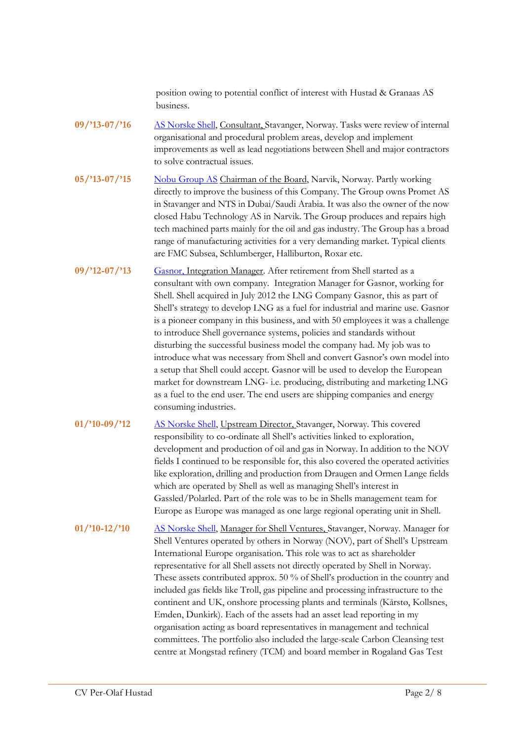position owing to potential conflict of interest with Hustad & Granaas AS business.

**09/'13-07/'16** AS Norske Shell, Consultant, Stavanger, Norway. Tasks were review of internal organisational and procedural problem areas, develop and implement improvements as well as lead negotiations between Shell and major contractors to solve contractual issues.

**05/'13-07/'15** Nobu Group AS Chairman of the Board, Narvik, Norway. Partly working directly to improve the business of this Company. The Group owns Promet AS in Stavanger and NTS in Dubai/Saudi Arabia. It was also the owner of the now closed Habu Technology AS in Narvik. The Group produces and repairs high tech machined parts mainly for the oil and gas industry. The Group has a broad range of manufacturing activities for a very demanding market. Typical clients are FMC Subsea, Schlumberger, Halliburton, Roxar etc.

**09/'12-07/'13** Gasnor, Integration Manager. After retirement from Shell started as a consultant with own company. Integration Manager for Gasnor, working for Shell. Shell acquired in July 2012 the LNG Company Gasnor, this as part of Shell's strategy to develop LNG as a fuel for industrial and marine use. Gasnor is a pioneer company in this business, and with 50 employees it was a challenge to introduce Shell governance systems, policies and standards without disturbing the successful business model the company had. My job was to introduce what was necessary from Shell and convert Gasnor's own model into a setup that Shell could accept. Gasnor will be used to develop the European market for downstream LNG- i.e. producing, distributing and marketing LNG as a fuel to the end user. The end users are shipping companies and energy consuming industries.

**01/'10-09/'12** AS Norske Shell, Upstream Director, Stavanger, Norway. This covered responsibility to co-ordinate all Shell's activities linked to exploration, development and production of oil and gas in Norway. In addition to the NOV fields I continued to be responsible for, this also covered the operated activities like exploration, drilling and production from Draugen and Ormen Lange fields which are operated by Shell as well as managing Shell's interest in Gassled/Polarled. Part of the role was to be in Shells management team for Europe as Europe was managed as one large regional operating unit in Shell.

**01/'10-12/'10** AS Norske Shell, Manager for Shell Ventures, Stavanger, Norway. Manager for Shell Ventures operated by others in Norway (NOV), part of Shell's Upstream International Europe organisation. This role was to act as shareholder representative for all Shell assets not directly operated by Shell in Norway. These assets contributed approx. 50 % of Shell's production in the country and included gas fields like Troll, gas pipeline and processing infrastructure to the continent and UK, onshore processing plants and terminals (Kårstø, Kollsnes, Emden, Dunkirk). Each of the assets had an asset lead reporting in my organisation acting as board representatives in management and technical committees. The portfolio also included the large-scale Carbon Cleansing test centre at Mongstad refinery (TCM) and board member in Rogaland Gas Test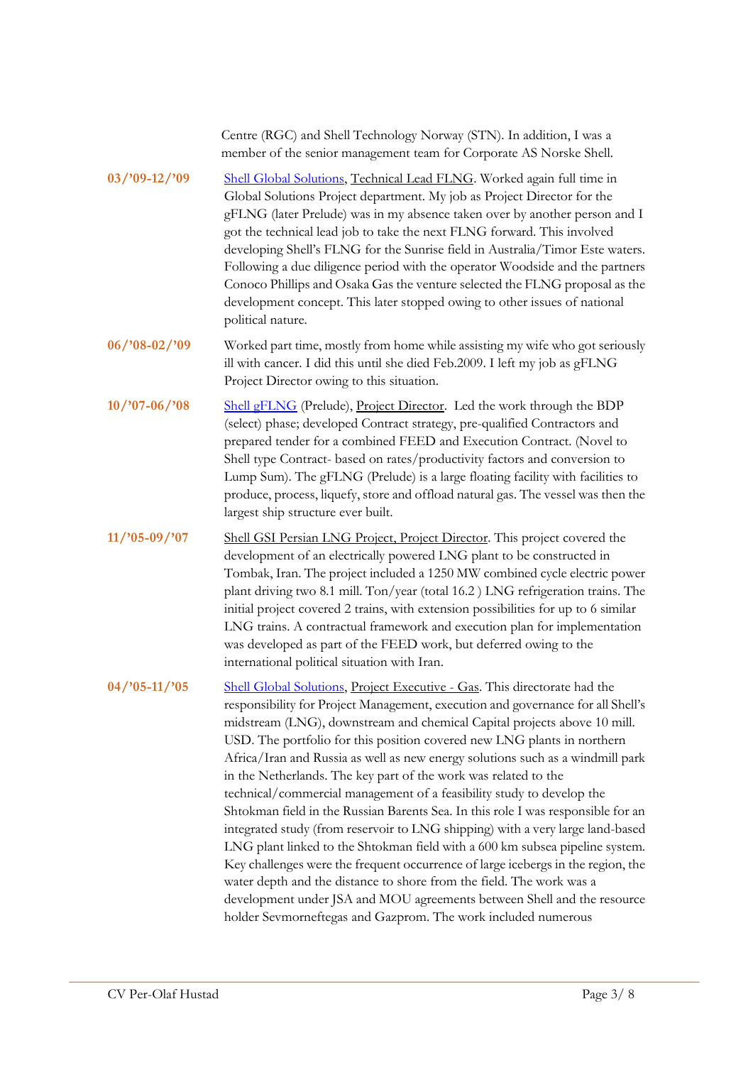Centre (RGC) and Shell Technology Norway (STN). In addition, I was a member of the senior management team for Corporate AS Norske Shell.

**03/'09-12/'09** Shell Global Solutions, Technical Lead FLNG. Worked again full time in Global Solutions Project department. My job as Project Director for the gFLNG (later Prelude) was in my absence taken over by another person and I got the technical lead job to take the next FLNG forward. This involved developing Shell's FLNG for the Sunrise field in Australia/Timor Este waters. Following a due diligence period with the operator Woodside and the partners Conoco Phillips and Osaka Gas the venture selected the FLNG proposal as the development concept. This later stopped owing to other issues of national political nature.

**06/'08-02/'09** Worked part time, mostly from home while assisting my wife who got seriously ill with cancer. I did this until she died Feb.2009. I left my job as gFLNG Project Director owing to this situation.

**10/'07-06/'08** Shell gFLNG (Prelude), Project Director. Led the work through the BDP (select) phase; developed Contract strategy, pre-qualified Contractors and prepared tender for a combined FEED and Execution Contract. (Novel to Shell type Contract- based on rates/productivity factors and conversion to Lump Sum). The gFLNG (Prelude) is a large floating facility with facilities to produce, process, liquefy, store and offload natural gas. The vessel was then the largest ship structure ever built.

**11/'05-09/'07** Shell GSI Persian LNG Project, Project Director. This project covered the development of an electrically powered LNG plant to be constructed in Tombak, Iran. The project included a 1250 MW combined cycle electric power plant driving two 8.1 mill. Ton/year (total 16.2 ) LNG refrigeration trains. The initial project covered 2 trains, with extension possibilities for up to 6 similar LNG trains. A contractual framework and execution plan for implementation was developed as part of the FEED work, but deferred owing to the international political situation with Iran.

**04/'05-11/'05** Shell Global Solutions, Project Executive - Gas. This directorate had the responsibility for Project Management, execution and governance for all Shell's midstream (LNG), downstream and chemical Capital projects above 10 mill. USD. The portfolio for this position covered new LNG plants in northern Africa/Iran and Russia as well as new energy solutions such as a windmill park in the Netherlands. The key part of the work was related to the technical/commercial management of a feasibility study to develop the Shtokman field in the Russian Barents Sea. In this role I was responsible for an integrated study (from reservoir to LNG shipping) with a very large land-based LNG plant linked to the Shtokman field with a 600 km subsea pipeline system. Key challenges were the frequent occurrence of large icebergs in the region, the water depth and the distance to shore from the field. The work was a development under JSA and MOU agreements between Shell and the resource holder Sevmorneftegas and Gazprom. The work included numerous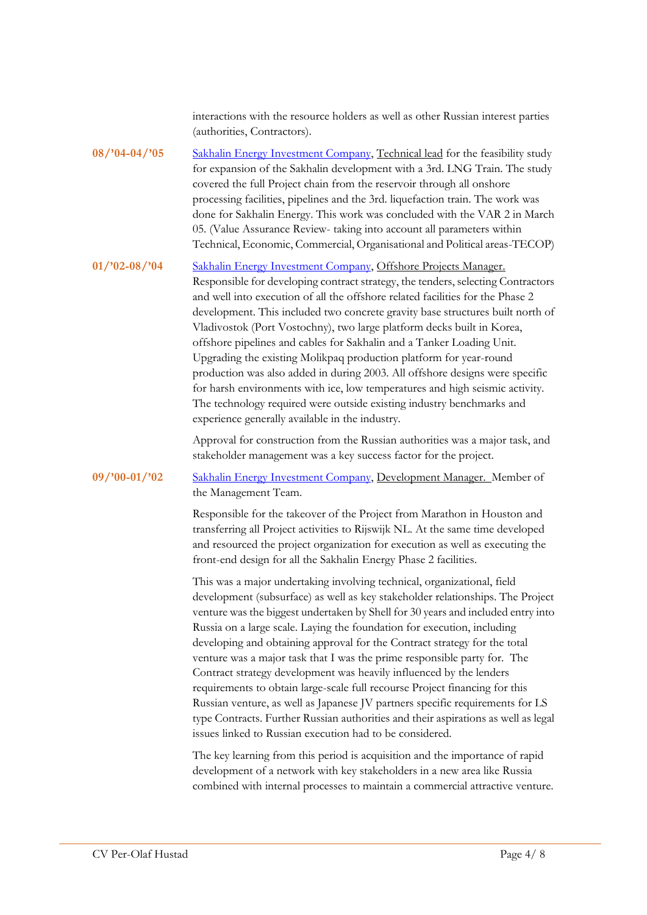interactions with the resource holders as well as other Russian interest parties (authorities, Contractors).

**08/'04-04/'05** Sakhalin Energy Investment Company, Technical lead for the feasibility study for expansion of the Sakhalin development with a 3rd. LNG Train. The study covered the full Project chain from the reservoir through all onshore processing facilities, pipelines and the 3rd. liquefaction train. The work was done for Sakhalin Energy. This work was concluded with the VAR 2 in March 05. (Value Assurance Review- taking into account all parameters within Technical, Economic, Commercial, Organisational and Political areas-TECOP)

**01/'02-08/'04** Sakhalin Energy Investment Company, Offshore Projects Manager. Responsible for developing contract strategy, the tenders, selecting Contractors and well into execution of all the offshore related facilities for the Phase 2 development. This included two concrete gravity base structures built north of Vladivostok (Port Vostochny), two large platform decks built in Korea, offshore pipelines and cables for Sakhalin and a Tanker Loading Unit. Upgrading the existing Molikpaq production platform for year-round production was also added in during 2003. All offshore designs were specific for harsh environments with ice, low temperatures and high seismic activity. The technology required were outside existing industry benchmarks and experience generally available in the industry.

Approval for construction from the Russian authorities was a major task, and stakeholder management was a key success factor for the project.

**09/'00-01/'02** Sakhalin Energy Investment Company, Development Manager. Member of the Management Team.

Responsible for the takeover of the Project from Marathon in Houston and transferring all Project activities to Rijswijk NL. At the same time developed and resourced the project organization for execution as well as executing the front-end design for all the Sakhalin Energy Phase 2 facilities.

This was a major undertaking involving technical, organizational, field development (subsurface) as well as key stakeholder relationships. The Project venture was the biggest undertaken by Shell for 30 years and included entry into Russia on a large scale. Laying the foundation for execution, including developing and obtaining approval for the Contract strategy for the total venture was a major task that I was the prime responsible party for. The Contract strategy development was heavily influenced by the lenders requirements to obtain large-scale full recourse Project financing for this Russian venture, as well as Japanese JV partners specific requirements for LS type Contracts. Further Russian authorities and their aspirations as well as legal issues linked to Russian execution had to be considered.

The key learning from this period is acquisition and the importance of rapid development of a network with key stakeholders in a new area like Russia combined with internal processes to maintain a commercial attractive venture.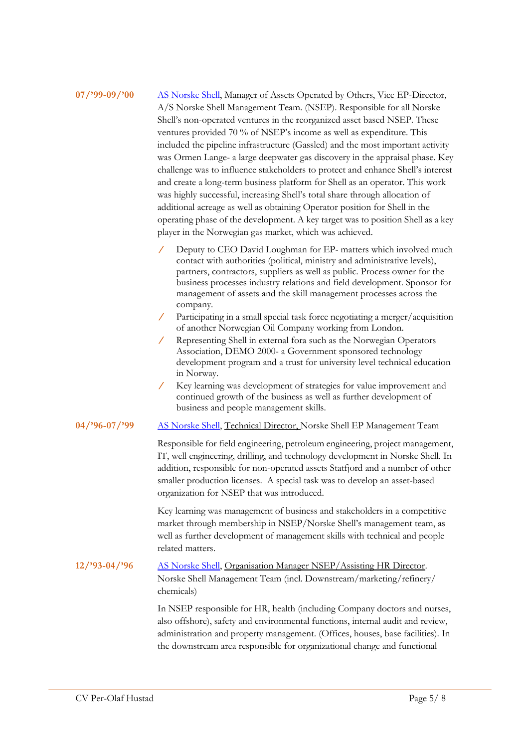**07/'99-09/'00** AS Norske Shell, Manager of Assets Operated by Others, Vice EP-Director, A/S Norske Shell Management Team. (NSEP). Responsible for all Norske Shell's non-operated ventures in the reorganized asset based NSEP. These ventures provided 70 % of NSEP's income as well as expenditure. This included the pipeline infrastructure (Gassled) and the most important activity was Ormen Lange- a large deepwater gas discovery in the appraisal phase. Key challenge was to influence stakeholders to protect and enhance Shell's interest and create a long-term business platform for Shell as an operator. This work was highly successful, increasing Shell's total share through allocation of additional acreage as well as obtaining Operator position for Shell in the operating phase of the development. A key target was to position Shell as a key player in the Norwegian gas market, which was achieved.

- Deputy to CEO David Loughman for EP- matters which involved much contact with authorities (political, ministry and administrative levels), partners, contractors, suppliers as well as public. Process owner for the business processes industry relations and field development. Sponsor for management of assets and the skill management processes across the company.
- Participating in a small special task force negotiating a merger/acquisition of another Norwegian Oil Company working from London.
- Representing Shell in external fora such as the Norwegian Operators Association, DEMO 2000- a Government sponsored technology development program and a trust for university level technical education in Norway.
- Key learning was development of strategies for value improvement and continued growth of the business as well as further development of business and people management skills.

**04/'96-07/'99** AS Norske Shell, Technical Director, Norske Shell EP Management Team

Responsible for field engineering, petroleum engineering, project management, IT, well engineering, drilling, and technology development in Norske Shell. In addition, responsible for non-operated assets Statfjord and a number of other smaller production licenses. A special task was to develop an asset-based organization for NSEP that was introduced.

Key learning was management of business and stakeholders in a competitive market through membership in NSEP/Norske Shell's management team, as well as further development of management skills with technical and people related matters.

**12/'93-04/'96** AS Norske Shell, Organisation Manager NSEP/Assisting HR Director. Norske Shell Management Team (incl. Downstream/marketing/refinery/ chemicals)

In NSEP responsible for HR, health (including Company doctors and nurses, also offshore), safety and environmental functions, internal audit and review, administration and property management. (Offices, houses, base facilities). In the downstream area responsible for organizational change and functional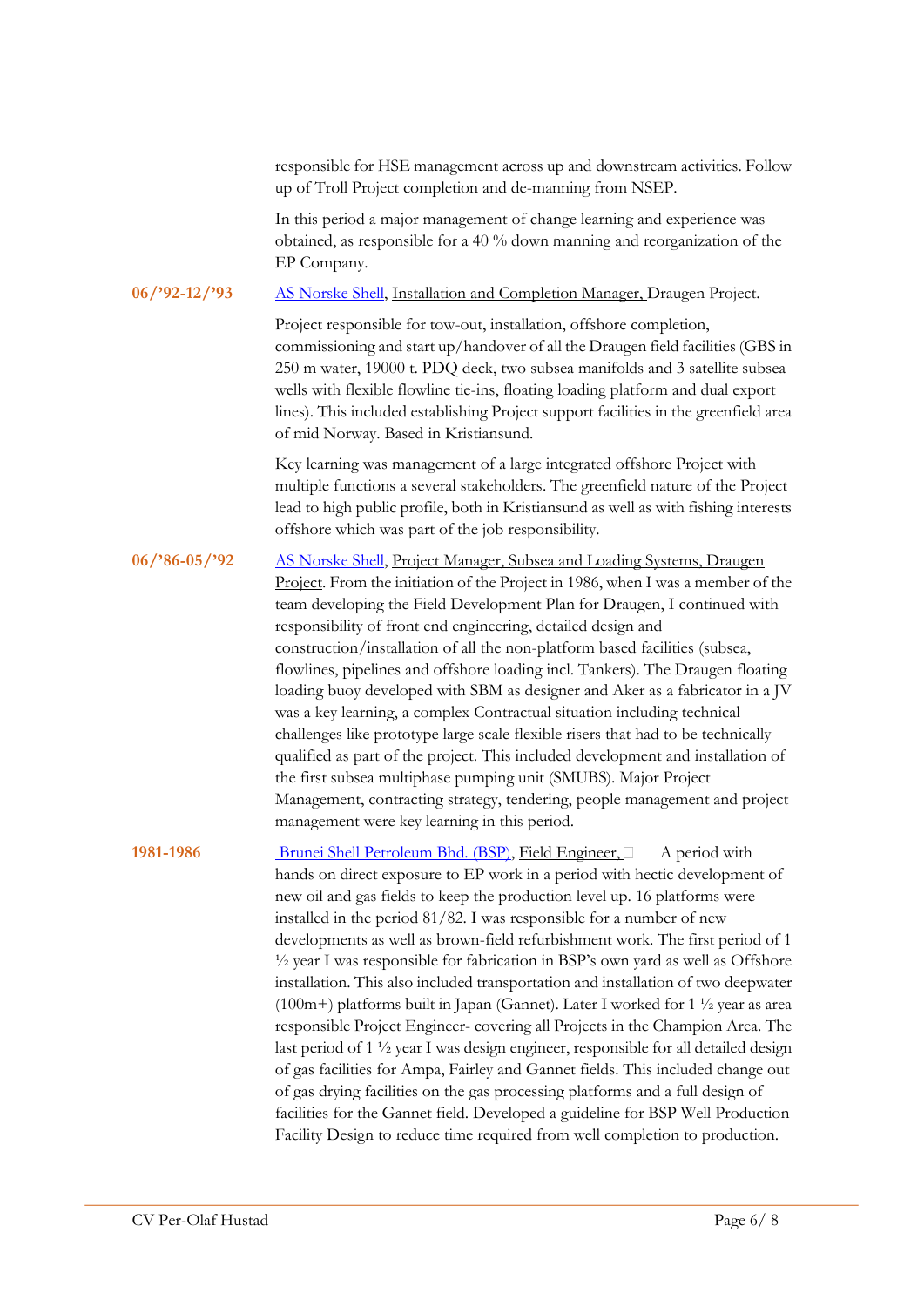responsible for HSE management across up and downstream activities. Follow up of Troll Project completion and de-manning from NSEP.

In this period a major management of change learning and experience was obtained, as responsible for a 40 % down manning and reorganization of the EP Company.

**06/'92-12/'93** AS Norske Shell, Installation and Completion Manager, Draugen Project.

Project responsible for tow-out, installation, offshore completion, commissioning and start up/handover of all the Draugen field facilities (GBS in 250 m water, 19000 t. PDQ deck, two subsea manifolds and 3 satellite subsea wells with flexible flowline tie-ins, floating loading platform and dual export lines). This included establishing Project support facilities in the greenfield area of mid Norway. Based in Kristiansund.

Key learning was management of a large integrated offshore Project with multiple functions a several stakeholders. The greenfield nature of the Project lead to high public profile, both in Kristiansund as well as with fishing interests offshore which was part of the job responsibility.

**06/'86-05/'92** AS Norske Shell, Project Manager, Subsea and Loading Systems, Draugen Project. From the initiation of the Project in 1986, when I was a member of the team developing the Field Development Plan for Draugen, I continued with responsibility of front end engineering, detailed design and construction/installation of all the non-platform based facilities (subsea, flowlines, pipelines and offshore loading incl. Tankers). The Draugen floating loading buoy developed with SBM as designer and Aker as a fabricator in a JV was a key learning, a complex Contractual situation including technical challenges like prototype large scale flexible risers that had to be technically qualified as part of the project. This included development and installation of the first subsea multiphase pumping unit (SMUBS). Major Project Management, contracting strategy, tendering, people management and project management were key learning in this period.

**1981-1986** Brunei Shell Petroleum Bhd. (BSP), Field Engineer, A period with hands on direct exposure to EP work in a period with hectic development of new oil and gas fields to keep the production level up. 16 platforms were installed in the period 81/82. I was responsible for a number of new developments as well as brown-field refurbishment work. The first period of 1 ½ year I was responsible for fabrication in BSP's own yard as well as Offshore installation. This also included transportation and installation of two deepwater (100m+) platforms built in Japan (Gannet). Later I worked for 1 ½ year as area responsible Project Engineer- covering all Projects in the Champion Area. The last period of 1 ½ year I was design engineer, responsible for all detailed design of gas facilities for Ampa, Fairley and Gannet fields. This included change out of gas drying facilities on the gas processing platforms and a full design of facilities for the Gannet field. Developed a guideline for BSP Well Production Facility Design to reduce time required from well completion to production.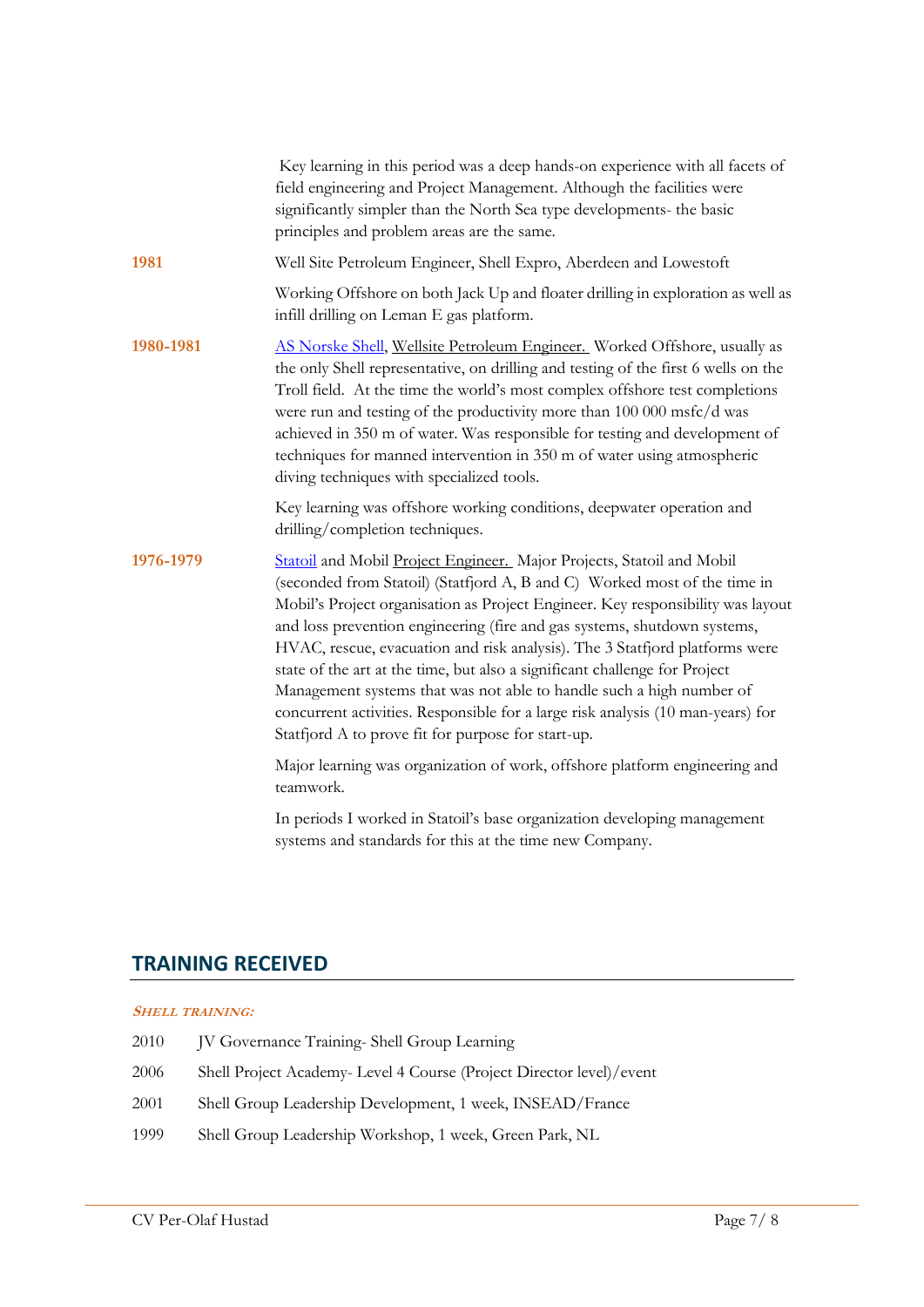Key learning in this period was a deep hands-on experience with all facets of field engineering and Project Management. Although the facilities were significantly simpler than the North Sea type developments- the basic principles and problem areas are the same.

**1981** Well Site Petroleum Engineer, Shell Expro, Aberdeen and Lowestoft

Working Offshore on both Jack Up and floater drilling in exploration as well as infill drilling on Leman E gas platform.

**1980-1981** AS Norske Shell, Wellsite Petroleum Engineer. Worked Offshore, usually as the only Shell representative, on drilling and testing of the first 6 wells on the Troll field. At the time the world's most complex offshore test completions were run and testing of the productivity more than 100 000 msfc/d was achieved in 350 m of water. Was responsible for testing and development of techniques for manned intervention in 350 m of water using atmospheric diving techniques with specialized tools.

Key learning was offshore working conditions, deepwater operation and drilling/completion techniques.

**1976-1979** Statoil and Mobil Project Engineer. Major Projects, Statoil and Mobil (seconded from Statoil) (Statfjord A, B and C) Worked most of the time in Mobil's Project organisation as Project Engineer. Key responsibility was layout and loss prevention engineering (fire and gas systems, shutdown systems, HVAC, rescue, evacuation and risk analysis). The 3 Statfjord platforms were state of the art at the time, but also a significant challenge for Project Management systems that was not able to handle such a high number of concurrent activities. Responsible for a large risk analysis (10 man-years) for Statfjord A to prove fit for purpose for start-up.

Major learning was organization of work, offshore platform engineering and teamwork.

In periods I worked in Statoil's base organization developing management systems and standards for this at the time new Company.

## TRAINING RECEIVED

***Shell training:***

2010 JV Governance Training- Shell Group Learning

2006 Shell Project Academy- Level 4 Course (Project Director level)/event

2001 Shell Group Leadership Development, 1 week, INSEAD/France

1999 Shell Group Leadership Workshop, 1 week, Green Park, NL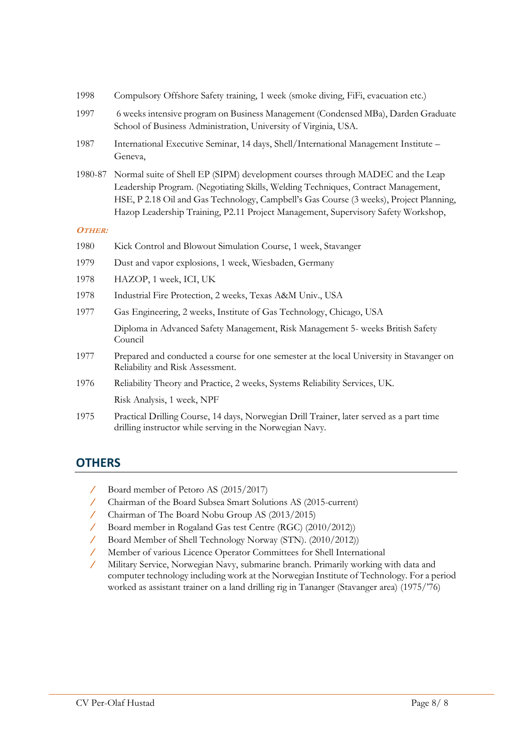| | |
|---|---|
| 1998 | Compulsory Offshore Safety training, 1 week (smoke diving, FiFi, evacuation etc.) |
| 1997 | 6 weeks intensive program on Business Management (Condensed MBa), Darden Graduate School of Business Administration, University of Virginia, USA. |
| 1987 | International Executive Seminar, 14 days, Shell/International Management Institute – Geneva, |
| 1980-87 | Normal suite of Shell EP (SIPM) development courses through MADEC and the Leap Leadership Program. (Negotiating Skills, Welding Techniques, Contract Management, HSE, P 2.18 Oil and Gas Technology, Campbell's Gas Course (3 weeks), Project Planning, Hazop Leadership Training, P2.11 Project Management, Supervisory Safety Workshop, |

***OTHER:***

| | |
|---|---|
| 1980 | Kick Control and Blowout Simulation Course, 1 week, Stavanger |
| 1979 | Dust and vapor explosions, 1 week, Wiesbaden, Germany |
| 1978 | HAZOP, 1 week, ICI, UK |
| 1978 | Industrial Fire Protection, 2 weeks, Texas A&M Univ., USA |
| 1977 | Gas Engineering, 2 weeks, Institute of Gas Technology, Chicago, USA |
| | Diploma in Advanced Safety Management, Risk Management 5- weeks British Safety Council |
| 1977 | Prepared and conducted a course for one semester at the local University in Stavanger on Reliability and Risk Assessment. |
| 1976 | Reliability Theory and Practice, 2 weeks, Systems Reliability Services, UK. |
| | Risk Analysis, 1 week, NPF |
| 1975 | Practical Drilling Course, 14 days, Norwegian Drill Trainer, later served as a part time drilling instructor while serving in the Norwegian Navy. |

## OTHERS

- Board member of Petoro AS (2015/2017)
- Chairman of the Board Subsea Smart Solutions AS (2015-current)
- Chairman of The Board Nobu Group AS (2013/2015)
- Board member in Rogaland Gas test Centre (RGC) (2010/2012))
- Board Member of Shell Technology Norway (STN). (2010/2012))
- Member of various Licence Operator Committees for Shell International
- Military Service, Norwegian Navy, submarine branch. Primarily working with data and computer technology including work at the Norwegian Institute of Technology. For a period worked as assistant trainer on a land drilling rig in Tananger (Stavanger area) (1975/'76)